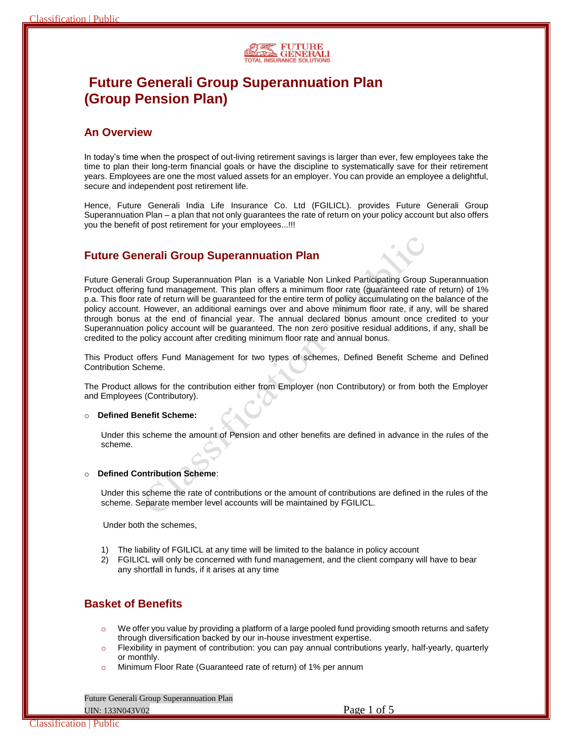# Future Generali Group Superannuation Plan (Group Pension Plan)

## An Overview

In today's time when the prospect of out-living retirement savings is larger than ever, few employees take the time to plan their long-term financial goals or have the discipline to systematically save for their retirement years. Employees are one the most valued assets for an employer. You can provide an employee a delightful, secure and independent post retirement life.

Hence, Future Generali India Life Insurance Co. Ltd (FGILICL). provides Future Generali Group Superannuation Plan – a plan that not only guarantees the rate of return on your policy account but also offers you the benefit of post retirement for your employees...!!!

## Future Generali Group Superannuation Plan

Future Generali Group Superannuation Plan is a Variable Non Linked Participating Group Superannuation Product offering fund management. This plan offers a minimum floor rate (guaranteed rate of return) of 1% p.a. This floor rate of return will be guaranteed for the entire term of policy accumulating on the balance of the policy account. However, an additional earnings over and above minimum floor rate, if any, will be shared through bonus at the end of financial year. The annual declared bonus amount once credited to your Superannuation policy account will be guaranteed. The non zero positive residual additions, if any, shall be credited to the policy account after crediting minimum floor rate and annual bonus.

This Product offers Fund Management for two types of schemes, Defined Benefit Scheme and Defined Contribution Scheme.

The Product allows for the contribution either from Employer (non Contributory) or from both the Employer and Employees (Contributory).

- **Defined Benefit Scheme:**

  Under this scheme the amount of Pension and other benefits are defined in advance in the rules of the scheme.

- **Defined Contribution Scheme**:

  Under this scheme the rate of contributions or the amount of contributions are defined in the rules of the scheme. Separate member level accounts will be maintained by FGILICL.

  Under both the schemes,

1) The liability of FGILICL at any time will be limited to the balance in policy account
2) FGILICL will only be concerned with fund management, and the client company will have to bear any shortfall in funds, if it arises at any time

## Basket of Benefits

- We offer you value by providing a platform of a large pooled fund providing smooth returns and safety through diversification backed by our in-house investment expertise.
- Flexibility in payment of contribution: you can pay annual contributions yearly, half-yearly, quarterly or monthly.
- Minimum Floor Rate (Guaranteed rate of return) of 1% per annum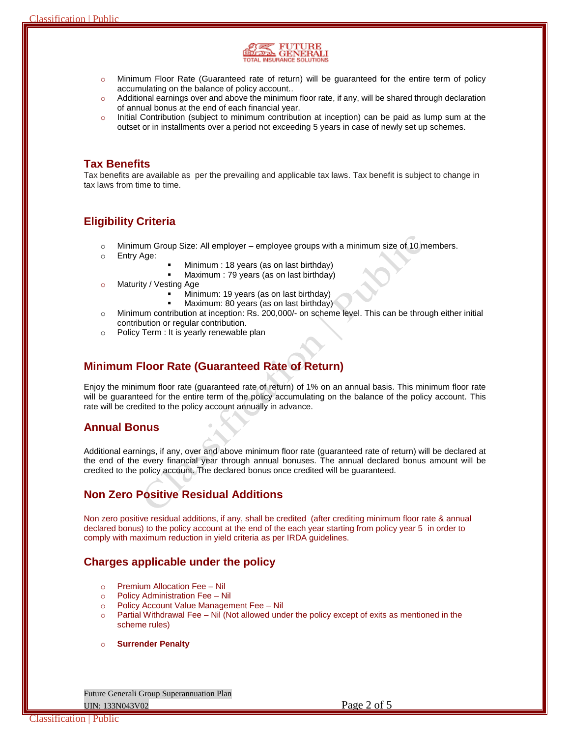- Minimum Floor Rate (Guaranteed rate of return) will be guaranteed for the entire term of policy accumulating on the balance of policy account..
- Additional earnings over and above the minimum floor rate, if any, will be shared through declaration of annual bonus at the end of each financial year.
- Initial Contribution (subject to minimum contribution at inception) can be paid as lump sum at the outset or in installments over a period not exceeding 5 years in case of newly set up schemes.

## Tax Benefits

Tax benefits are available as per the prevailing and applicable tax laws. Tax benefit is subject to change in tax laws from time to time.

## Eligibility Criteria

- Minimum Group Size: All employer – employee groups with a minimum size of 10 members.
- Entry Age:
  - Minimum : 18 years (as on last birthday)
  - Maximum : 79 years (as on last birthday)
- Maturity / Vesting Age
  - Minimum: 19 years (as on last birthday)
  - Maximum: 80 years (as on last birthday)
- Minimum contribution at inception: Rs. 200,000/- on scheme level. This can be through either initial contribution or regular contribution.
- Policy Term : It is yearly renewable plan

## Minimum Floor Rate (Guaranteed Rate of Return)

Enjoy the minimum floor rate (guaranteed rate of return) of 1% on an annual basis. This minimum floor rate will be guaranteed for the entire term of the policy accumulating on the balance of the policy account. This rate will be credited to the policy account annually in advance.

## Annual Bonus

Additional earnings, if any, over and above minimum floor rate (guaranteed rate of return) will be declared at the end of the every financial year through annual bonuses. The annual declared bonus amount will be credited to the policy account. The declared bonus once credited will be guaranteed.

## Non Zero Positive Residual Additions

Non zero positive residual additions, if any, shall be credited (after crediting minimum floor rate & annual declared bonus) to the policy account at the end of the each year starting from policy year 5 in order to comply with maximum reduction in yield criteria as per IRDA guidelines.

## Charges applicable under the policy

- Premium Allocation Fee – Nil
- Policy Administration Fee – Nil
- Policy Account Value Management Fee – Nil
- Partial Withdrawal Fee – Nil (Not allowed under the policy except of exits as mentioned in the scheme rules)

- **Surrender Penalty**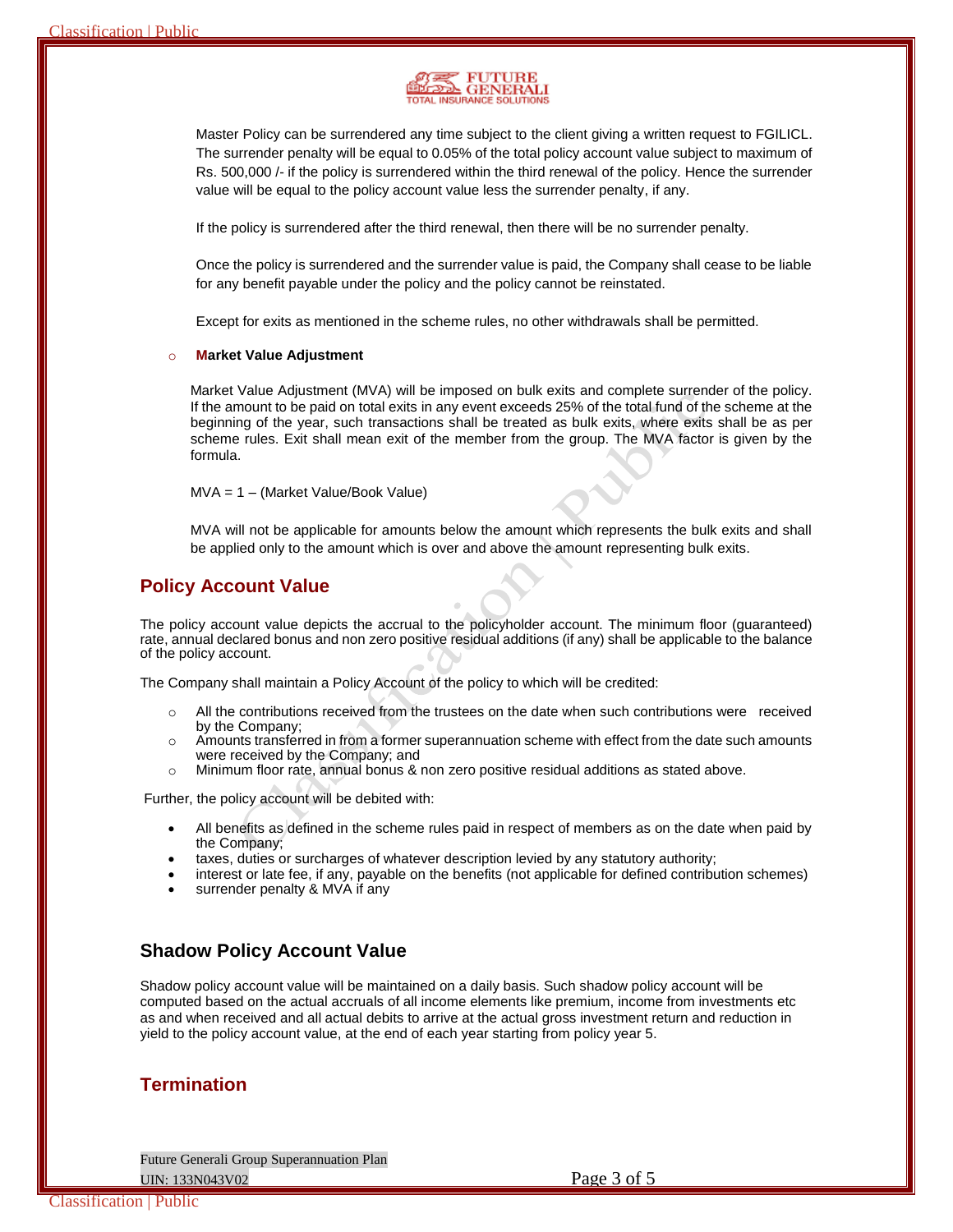Master Policy can be surrendered any time subject to the client giving a written request to FGILICL. The surrender penalty will be equal to 0.05% of the total policy account value subject to maximum of Rs. 500,000 /- if the policy is surrendered within the third renewal of the policy. Hence the surrender value will be equal to the policy account value less the surrender penalty, if any.

If the policy is surrendered after the third renewal, then there will be no surrender penalty.

Once the policy is surrendered and the surrender value is paid, the Company shall cease to be liable for any benefit payable under the policy and the policy cannot be reinstated.

Except for exits as mentioned in the scheme rules, no other withdrawals shall be permitted.

- **Market Value Adjustment**

Market Value Adjustment (MVA) will be imposed on bulk exits and complete surrender of the policy. If the amount to be paid on total exits in any event exceeds 25% of the total fund of the scheme at the beginning of the year, such transactions shall be treated as bulk exits, where exits shall be as per scheme rules. Exit shall mean exit of the member from the group. The MVA factor is given by the formula.

MVA = 1 – (Market Value/Book Value)

MVA will not be applicable for amounts below the amount which represents the bulk exits and shall be applied only to the amount which is over and above the amount representing bulk exits.

## Policy Account Value

The policy account value depicts the accrual to the policyholder account. The minimum floor (guaranteed) rate, annual declared bonus and non zero positive residual additions (if any) shall be applicable to the balance of the policy account.

The Company shall maintain a Policy Account of the policy to which will be credited:

- All the contributions received from the trustees on the date when such contributions were received by the Company;
- Amounts transferred in from a former superannuation scheme with effect from the date such amounts were received by the Company; and
- Minimum floor rate, annual bonus & non zero positive residual additions as stated above.

Further, the policy account will be debited with:

- All benefits as defined in the scheme rules paid in respect of members as on the date when paid by the Company;
- taxes, duties or surcharges of whatever description levied by any statutory authority;
- interest or late fee, if any, payable on the benefits (not applicable for defined contribution schemes)
- surrender penalty & MVA if any

## Shadow Policy Account Value

Shadow policy account value will be maintained on a daily basis. Such shadow policy account will be computed based on the actual accruals of all income elements like premium, income from investments etc as and when received and all actual debits to arrive at the actual gross investment return and reduction in yield to the policy account value, at the end of each year starting from policy year 5.

## Termination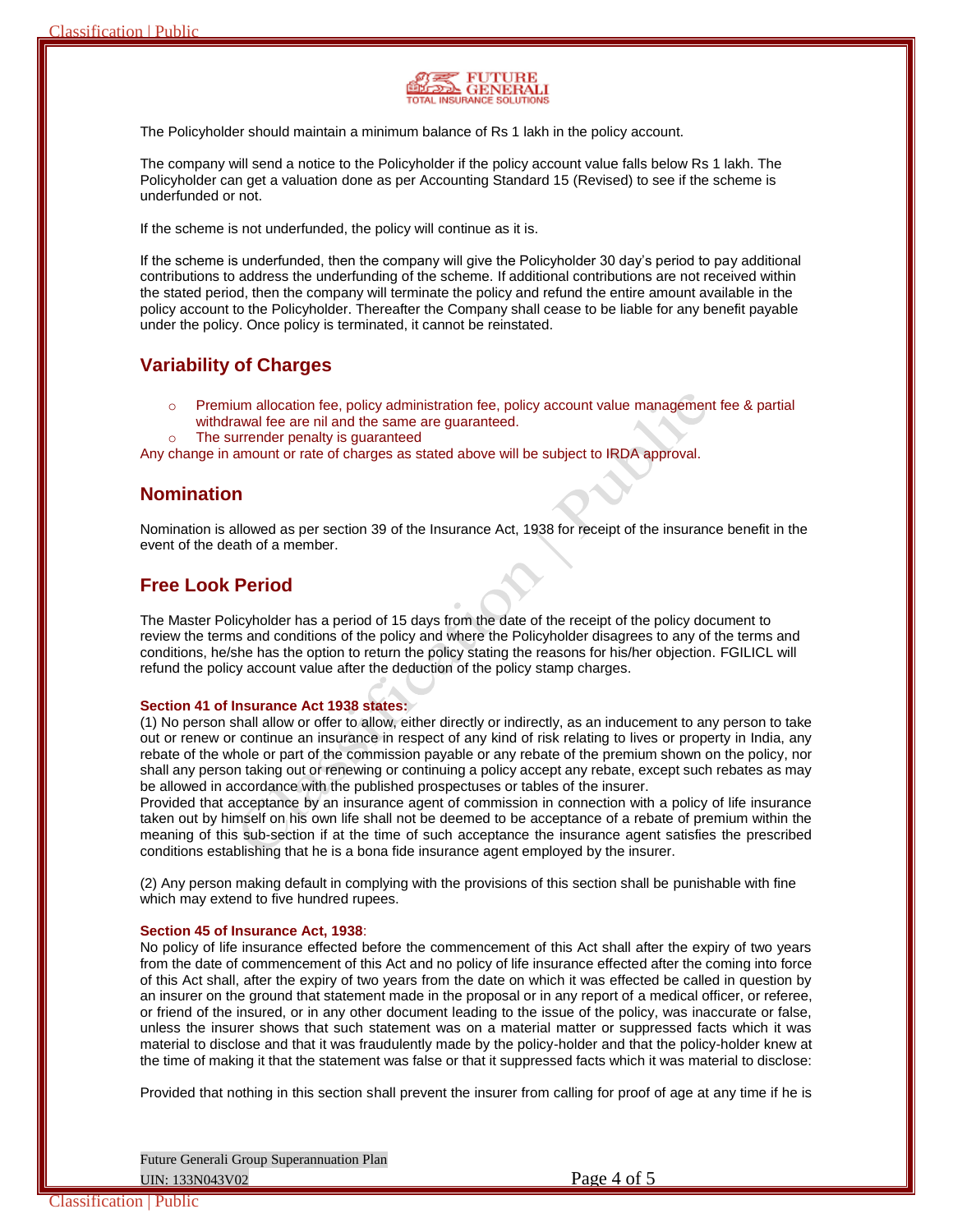The Policyholder should maintain a minimum balance of Rs 1 lakh in the policy account.

The company will send a notice to the Policyholder if the policy account value falls below Rs 1 lakh. The Policyholder can get a valuation done as per Accounting Standard 15 (Revised) to see if the scheme is underfunded or not.

If the scheme is not underfunded, the policy will continue as it is.

If the scheme is underfunded, then the company will give the Policyholder 30 day's period to pay additional contributions to address the underfunding of the scheme. If additional contributions are not received within the stated period, then the company will terminate the policy and refund the entire amount available in the policy account to the Policyholder. Thereafter the Company shall cease to be liable for any benefit payable under the policy. Once policy is terminated, it cannot be reinstated.

## Variability of Charges

- Premium allocation fee, policy administration fee, policy account value management fee & partial withdrawal fee are nil and the same are guaranteed.
- The surrender penalty is guaranteed

Any change in amount or rate of charges as stated above will be subject to IRDA approval.

## Nomination

Nomination is allowed as per section 39 of the Insurance Act, 1938 for receipt of the insurance benefit in the event of the death of a member.

## Free Look Period

The Master Policyholder has a period of 15 days from the date of the receipt of the policy document to review the terms and conditions of the policy and where the Policyholder disagrees to any of the terms and conditions, he/she has the option to return the policy stating the reasons for his/her objection. FGILICL will refund the policy account value after the deduction of the policy stamp charges.

**Section 41 of Insurance Act 1938 states:**

(1) No person shall allow or offer to allow, either directly or indirectly, as an inducement to any person to take out or renew or continue an insurance in respect of any kind of risk relating to lives or property in India, any rebate of the whole or part of the commission payable or any rebate of the premium shown on the policy, nor shall any person taking out or renewing or continuing a policy accept any rebate, except such rebates as may be allowed in accordance with the published prospectuses or tables of the insurer.

Provided that acceptance by an insurance agent of commission in connection with a policy of life insurance taken out by himself on his own life shall not be deemed to be acceptance of a rebate of premium within the meaning of this sub-section if at the time of such acceptance the insurance agent satisfies the prescribed conditions establishing that he is a bona fide insurance agent employed by the insurer.

(2) Any person making default in complying with the provisions of this section shall be punishable with fine which may extend to five hundred rupees.

**Section 45 of Insurance Act, 1938**:

No policy of life insurance effected before the commencement of this Act shall after the expiry of two years from the date of commencement of this Act and no policy of life insurance effected after the coming into force of this Act shall, after the expiry of two years from the date on which it was effected be called in question by an insurer on the ground that statement made in the proposal or in any report of a medical officer, or referee, or friend of the insured, or in any other document leading to the issue of the policy, was inaccurate or false, unless the insurer shows that such statement was on a material matter or suppressed facts which it was material to disclose and that it was fraudulently made by the policy-holder and that the policy-holder knew at the time of making it that the statement was false or that it suppressed facts which it was material to disclose:

Provided that nothing in this section shall prevent the insurer from calling for proof of age at any time if he is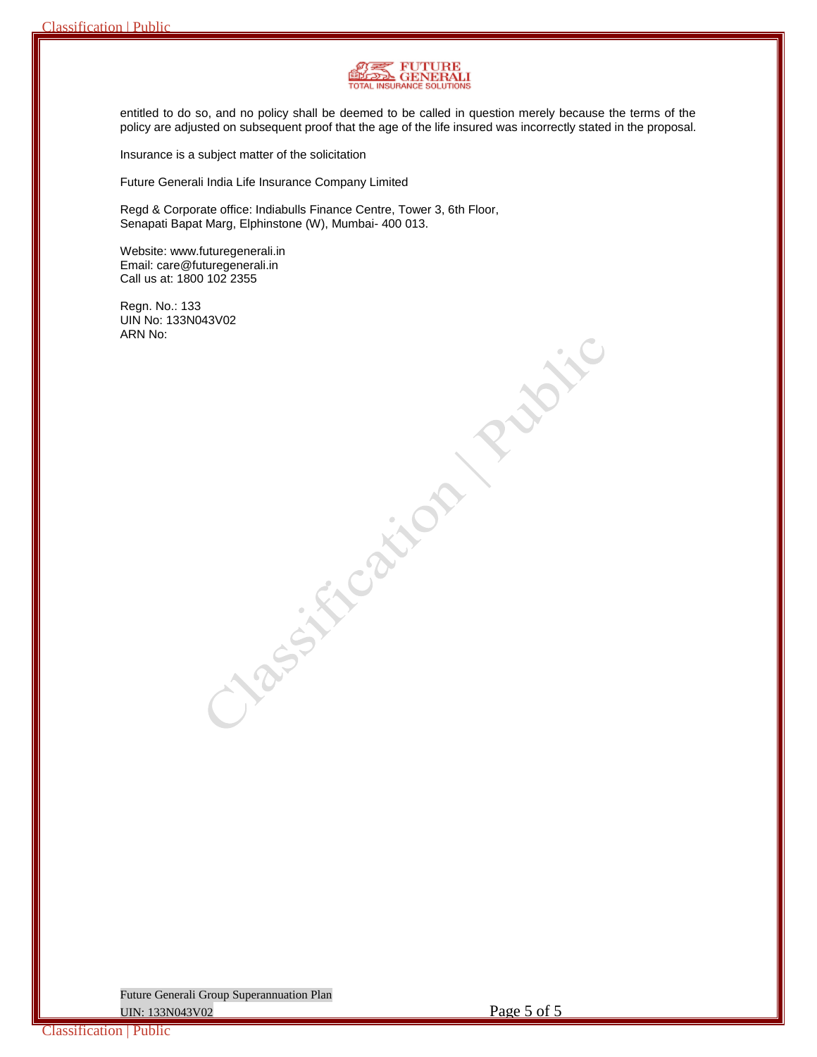entitled to do so, and no policy shall be deemed to be called in question merely because the terms of the policy are adjusted on subsequent proof that the age of the life insured was incorrectly stated in the proposal.

Insurance is a subject matter of the solicitation

Future Generali India Life Insurance Company Limited

Regd & Corporate office: Indiabulls Finance Centre, Tower 3, 6th Floor,
Senapati Bapat Marg, Elphinstone (W), Mumbai- 400 013.

Website: www.futuregenerali.in
Email: care@futuregenerali.in
Call us at: 1800 102 2355

Regn. No.: 133
UIN No: 133N043V02
ARN No: